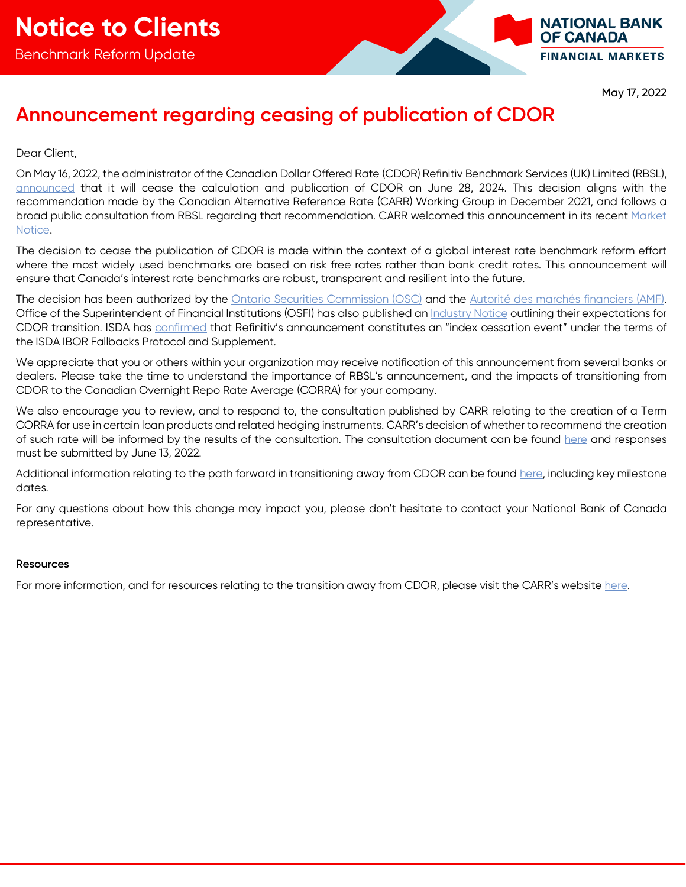# Notice to Clients

Benchmark Reform Update

NATIONAL BANK OF CANADA
FINANCIAL MARKETS

May 17, 2022

## Announcement regarding ceasing of publication of CDOR

Dear Client,

On May 16, 2022, the administrator of the Canadian Dollar Offered Rate (CDOR) Refinitiv Benchmark Services (UK) Limited (RBSL), announced that it will cease the calculation and publication of CDOR on June 28, 2024. This decision aligns with the recommendation made by the Canadian Alternative Reference Rate (CARR) Working Group in December 2021, and follows a broad public consultation from RBSL regarding that recommendation. CARR welcomed this announcement in its recent Market Notice.

The decision to cease the publication of CDOR is made within the context of a global interest rate benchmark reform effort where the most widely used benchmarks are based on risk free rates rather than bank credit rates. This announcement will ensure that Canada's interest rate benchmarks are robust, transparent and resilient into the future.

The decision has been authorized by the Ontario Securities Commission (OSC) and the Autorité des marchés financiers (AMF). Office of the Superintendent of Financial Institutions (OSFI) has also published an Industry Notice outlining their expectations for CDOR transition. ISDA has confirmed that Refinitiv's announcement constitutes an "index cessation event" under the terms of the ISDA IBOR Fallbacks Protocol and Supplement.

We appreciate that you or others within your organization may receive notification of this announcement from several banks or dealers. Please take the time to understand the importance of RBSL's announcement, and the impacts of transitioning from CDOR to the Canadian Overnight Repo Rate Average (CORRA) for your company.

We also encourage you to review, and to respond to, the consultation published by CARR relating to the creation of a Term CORRA for use in certain loan products and related hedging instruments. CARR's decision of whether to recommend the creation of such rate will be informed by the results of the consultation. The consultation document can be found here and responses must be submitted by June 13, 2022.

Additional information relating to the path forward in transitioning away from CDOR can be found here, including key milestone dates.

For any questions about how this change may impact you, please don't hesitate to contact your National Bank of Canada representative.

**Resources**

For more information, and for resources relating to the transition away from CDOR, please visit the CARR's website here.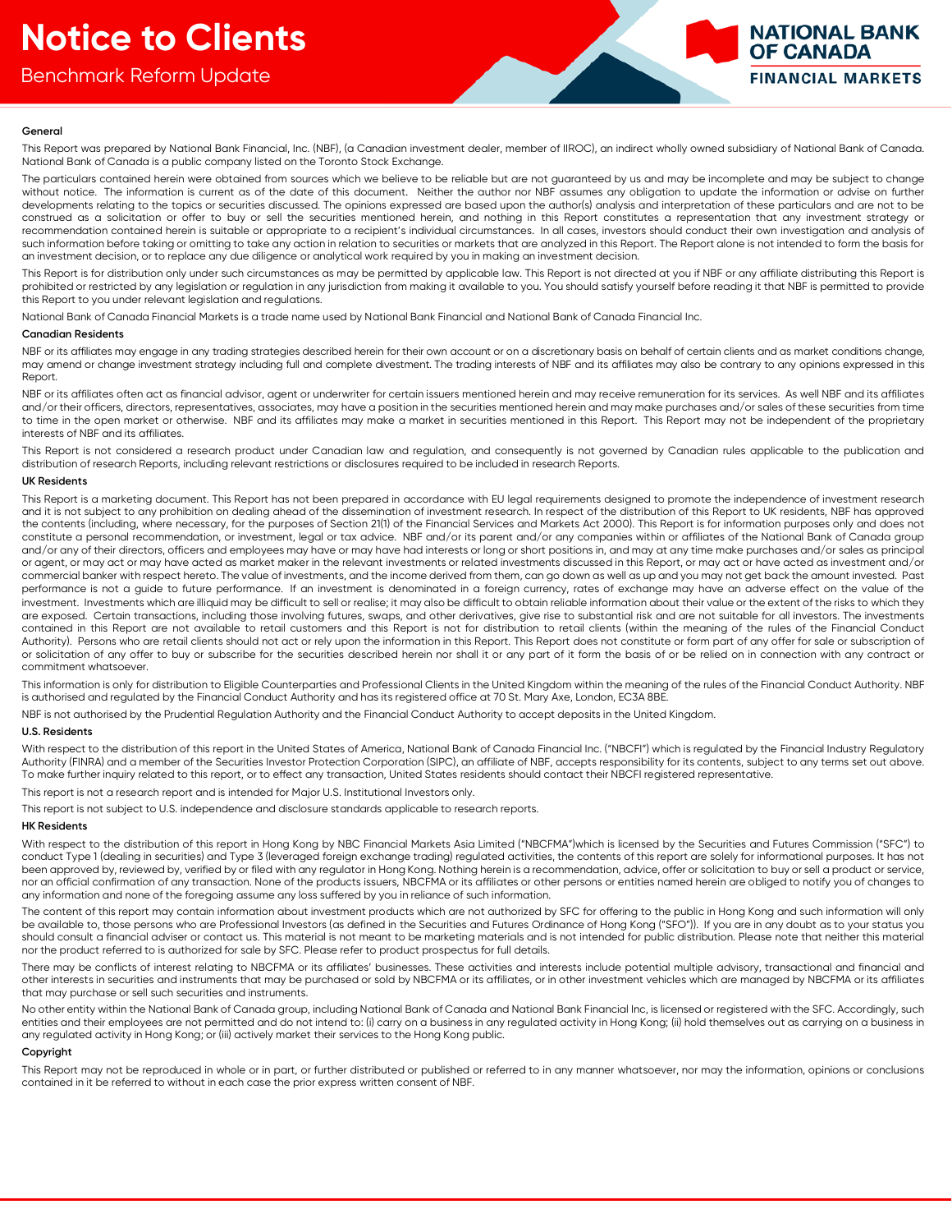# Notice to Clients

Benchmark Reform Update

NATIONAL BANK OF CANADA FINANCIAL MARKETS

**General**

This Report was prepared by National Bank Financial, Inc. (NBF), (a Canadian investment dealer, member of IIROC), an indirect wholly owned subsidiary of National Bank of Canada. National Bank of Canada is a public company listed on the Toronto Stock Exchange.

The particulars contained herein were obtained from sources which we believe to be reliable but are not guaranteed by us and may be incomplete and may be subject to change without notice. The information is current as of the date of this document. Neither the author nor NBF assumes any obligation to update the information or advise on further developments relating to the topics or securities discussed. The opinions expressed are based upon the author(s) analysis and interpretation of these particulars and are not to be construed as a solicitation or offer to buy or sell the securities mentioned herein, and nothing in this Report constitutes a representation that any investment strategy or recommendation contained herein is suitable or appropriate to a recipient's individual circumstances. In all cases, investors should conduct their own investigation and analysis of such information before taking or omitting to take any action in relation to securities or markets that are analyzed in this Report. The Report alone is not intended to form the basis for an investment decision, or to replace any due diligence or analytical work required by you in making an investment decision.

This Report is for distribution only under such circumstances as may be permitted by applicable law. This Report is not directed at you if NBF or any affiliate distributing this Report is prohibited or restricted by any legislation or regulation in any jurisdiction from making it available to you. You should satisfy yourself before reading it that NBF is permitted to provide this Report to you under relevant legislation and regulations.

National Bank of Canada Financial Markets is a trade name used by National Bank Financial and National Bank of Canada Financial Inc.

**Canadian Residents**

NBF or its affiliates may engage in any trading strategies described herein for their own account or on a discretionary basis on behalf of certain clients and as market conditions change, may amend or change investment strategy including full and complete divestment. The trading interests of NBF and its affiliates may also be contrary to any opinions expressed in this Report.

NBF or its affiliates often act as financial advisor, agent or underwriter for certain issuers mentioned herein and may receive remuneration for its services. As well NBF and its affiliates and/or their officers, directors, representatives, associates, may have a position in the securities mentioned herein and may make purchases and/or sales of these securities from time to time in the open market or otherwise. NBF and its affiliates may make a market in securities mentioned in this Report. This Report may not be independent of the proprietary interests of NBF and its affiliates.

This Report is not considered a research product under Canadian law and regulation, and consequently is not governed by Canadian rules applicable to the publication and distribution of research Reports, including relevant restrictions or disclosures required to be included in research Reports.

**UK Residents**

This Report is a marketing document. This Report has not been prepared in accordance with EU legal requirements designed to promote the independence of investment research and it is not subject to any prohibition on dealing ahead of the dissemination of investment research. In respect of the distribution of this Report to UK residents, NBF has approved the contents (including, where necessary, for the purposes of Section 21(1) of the Financial Services and Markets Act 2000). This Report is for information purposes only and does not constitute a personal recommendation, or investment, legal or tax advice. NBF and/or its parent and/or any companies within or affiliates of the National Bank of Canada group and/or any of their directors, officers and employees may have or may have had interests or long or short positions in, and may at any time make purchases and/or sales as principal or agent, or may act or may have acted as market maker in the relevant investments or related investments discussed in this Report, or may act or have acted as investment and/or commercial banker with respect hereto. The value of investments, and the income derived from them, can go down as well as up and you may not get back the amount invested. Past performance is not a guide to future performance. If an investment is denominated in a foreign currency, rates of exchange may have an adverse effect on the value of the investment. Investments which are illiquid may be difficult to sell or realise; it may also be difficult to obtain reliable information about their value or the extent of the risks to which they are exposed. Certain transactions, including those involving futures, swaps, and other derivatives, give rise to substantial risk and are not suitable for all investors. The investments contained in this Report are not available to retail customers and this Report is not for distribution to retail clients (within the meaning of the rules of the Financial Conduct Authority). Persons who are retail clients should not act or rely upon the information in this Report. This Report does not constitute or form part of any offer for sale or subscription of or solicitation of any offer to buy or subscribe for the securities described herein nor shall it or any part of it form the basis of or be relied on in connection with any contract or commitment whatsoever.

This information is only for distribution to Eligible Counterparties and Professional Clients in the United Kingdom within the meaning of the rules of the Financial Conduct Authority. NBF is authorised and regulated by the Financial Conduct Authority and has its registered office at 70 St. Mary Axe, London, EC3A 8BE.

NBF is not authorised by the Prudential Regulation Authority and the Financial Conduct Authority to accept deposits in the United Kingdom.

**U.S. Residents**

With respect to the distribution of this report in the United States of America, National Bank of Canada Financial Inc. ("NBCFI") which is regulated by the Financial Industry Regulatory Authority (FINRA) and a member of the Securities Investor Protection Corporation (SIPC), an affiliate of NBF, accepts responsibility for its contents, subject to any terms set out above. To make further inquiry related to this report, or to effect any transaction, United States residents should contact their NBCFI registered representative.

This report is not a research report and is intended for Major U.S. Institutional Investors only.

This report is not subject to U.S. independence and disclosure standards applicable to research reports.

**HK Residents**

With respect to the distribution of this report in Hong Kong by NBC Financial Markets Asia Limited ("NBCFMA")which is licensed by the Securities and Futures Commission ("SFC") to conduct Type 1 (dealing in securities) and Type 3 (leveraged foreign exchange trading) regulated activities, the contents of this report are solely for informational purposes. It has not been approved by, reviewed by, verified by or filed with any regulator in Hong Kong. Nothing herein is a recommendation, advice, offer or solicitation to buy or sell a product or service, nor an official confirmation of any transaction. None of the products issuers, NBCFMA or its affiliates or other persons or entities named herein are obliged to notify you of changes to any information and none of the foregoing assume any loss suffered by you in reliance of such information.

The content of this report may contain information about investment products which are not authorized by SFC for offering to the public in Hong Kong and such information will only be available to, those persons who are Professional Investors (as defined in the Securities and Futures Ordinance of Hong Kong ("SFO")). If you are in any doubt as to your status you should consult a financial adviser or contact us. This material is not meant to be marketing materials and is not intended for public distribution. Please note that neither this material nor the product referred to is authorized for sale by SFC. Please refer to product prospectus for full details.

There may be conflicts of interest relating to NBCFMA or its affiliates' businesses. These activities and interests include potential multiple advisory, transactional and financial and other interests in securities and instruments that may be purchased or sold by NBCFMA or its affiliates, or in other investment vehicles which are managed by NBCFMA or its affiliates that may purchase or sell such securities and instruments.

No other entity within the National Bank of Canada group, including National Bank of Canada and National Bank Financial Inc, is licensed or registered with the SFC. Accordingly, such entities and their employees are not permitted and do not intend to: (i) carry on a business in any regulated activity in Hong Kong; (ii) hold themselves out as carrying on a business in any regulated activity in Hong Kong; or (iii) actively market their services to the Hong Kong public.

**Copyright**

This Report may not be reproduced in whole or in part, or further distributed or published or referred to in any manner whatsoever, nor may the information, opinions or conclusions contained in it be referred to without in each case the prior express written consent of NBF.